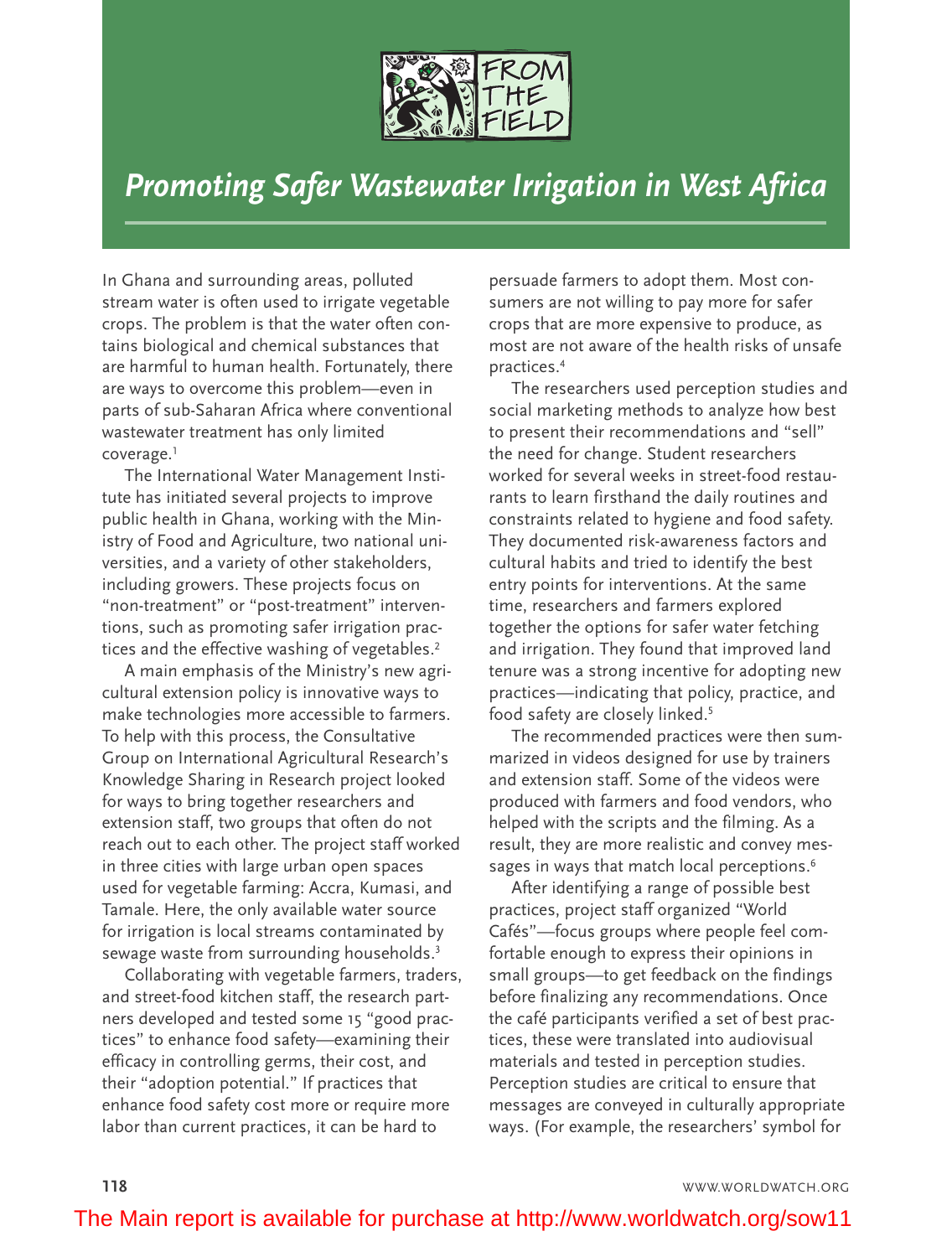FROM THE FIELD

# Promoting Safer Wastewater Irrigation in West Africa

In Ghana and surrounding areas, polluted stream water is often used to irrigate vegetable crops. The problem is that the water often contains biological and chemical substances that are harmful to human health. Fortunately, there are ways to overcome this problem—even in parts of sub-Saharan Africa where conventional wastewater treatment has only limited coverage.[1]

The International Water Management Institute has initiated several projects to improve public health in Ghana, working with the Ministry of Food and Agriculture, two national universities, and a variety of other stakeholders, including growers. These projects focus on "non-treatment" or "post-treatment" interventions, such as promoting safer irrigation practices and the effective washing of vegetables.[2]

A main emphasis of the Ministry's new agricultural extension policy is innovative ways to make technologies more accessible to farmers. To help with this process, the Consultative Group on International Agricultural Research's Knowledge Sharing in Research project looked for ways to bring together researchers and extension staff, two groups that often do not reach out to each other. The project staff worked in three cities with large urban open spaces used for vegetable farming: Accra, Kumasi, and Tamale. Here, the only available water source for irrigation is local streams contaminated by sewage waste from surrounding households.[3]

Collaborating with vegetable farmers, traders, and street-food kitchen staff, the research partners developed and tested some 15 "good practices" to enhance food safety—examining their efficacy in controlling germs, their cost, and their "adoption potential." If practices that enhance food safety cost more or require more labor than current practices, it can be hard to persuade farmers to adopt them. Most consumers are not willing to pay more for safer crops that are more expensive to produce, as most are not aware of the health risks of unsafe practices.[4]

The researchers used perception studies and social marketing methods to analyze how best to present their recommendations and "sell" the need for change. Student researchers worked for several weeks in street-food restaurants to learn firsthand the daily routines and constraints related to hygiene and food safety. They documented risk-awareness factors and cultural habits and tried to identify the best entry points for interventions. At the same time, researchers and farmers explored together the options for safer water fetching and irrigation. They found that improved land tenure was a strong incentive for adopting new practices—indicating that policy, practice, and food safety are closely linked.[5]

The recommended practices were then summarized in videos designed for use by trainers and extension staff. Some of the videos were produced with farmers and food vendors, who helped with the scripts and the filming. As a result, they are more realistic and convey messages in ways that match local perceptions.[6]

After identifying a range of possible best practices, project staff organized "World Cafés"—focus groups where people feel comfortable enough to express their opinions in small groups—to get feedback on the findings before finalizing any recommendations. Once the café participants verified a set of best practices, these were translated into audiovisual materials and tested in perception studies. Perception studies are critical to ensure that messages are conveyed in culturally appropriate ways. (For example, the researchers' symbol for

The Main report is available for purchase at http://www.worldwatch.org/sow11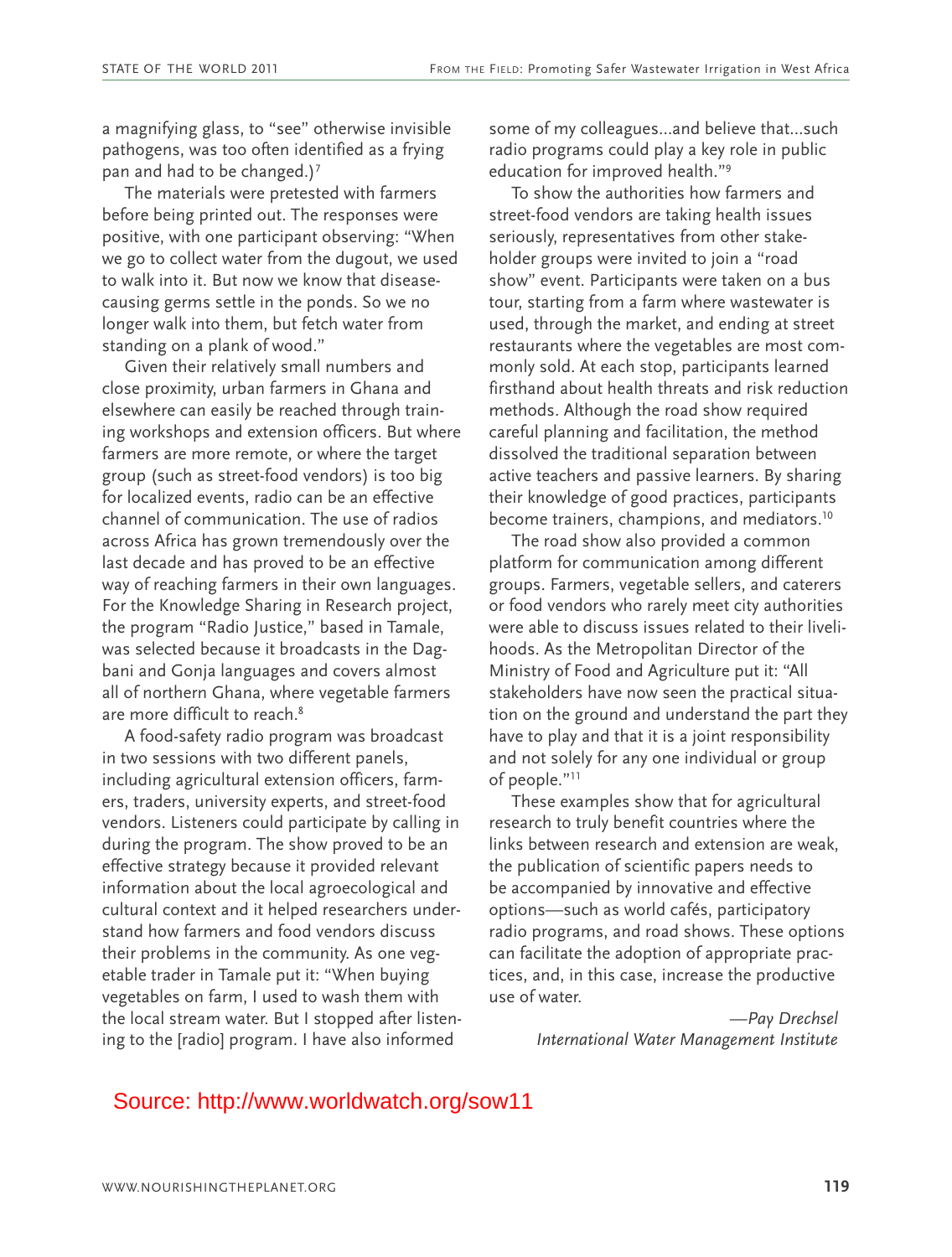a magnifying glass, to "see" otherwise invisible pathogens, was too often identified as a frying pan and had to be changed.)[7]

The materials were pretested with farmers before being printed out. The responses were positive, with one participant observing: "When we go to collect water from the dugout, we used to walk into it. But now we know that disease-causing germs settle in the ponds. So we no longer walk into them, but fetch water from standing on a plank of wood."

Given their relatively small numbers and close proximity, urban farmers in Ghana and elsewhere can easily be reached through training workshops and extension officers. But where farmers are more remote, or where the target group (such as street-food vendors) is too big for localized events, radio can be an effective channel of communication. The use of radios across Africa has grown tremendously over the last decade and has proved to be an effective way of reaching farmers in their own languages. For the Knowledge Sharing in Research project, the program "Radio Justice," based in Tamale, was selected because it broadcasts in the Dagbani and Gonja languages and covers almost all of northern Ghana, where vegetable farmers are more difficult to reach.[8]

A food-safety radio program was broadcast in two sessions with two different panels, including agricultural extension officers, farmers, traders, university experts, and street-food vendors. Listeners could participate by calling in during the program. The show proved to be an effective strategy because it provided relevant information about the local agroecological and cultural context and it helped researchers understand how farmers and food vendors discuss their problems in the community. As one vegetable trader in Tamale put it: "When buying vegetables on farm, I used to wash them with the local stream water. But I stopped after listening to the [radio] program. I have also informed some of my colleagues...and believe that...such radio programs could play a key role in public education for improved health."[9]

To show the authorities how farmers and street-food vendors are taking health issues seriously, representatives from other stakeholder groups were invited to join a "road show" event. Participants were taken on a bus tour, starting from a farm where wastewater is used, through the market, and ending at street restaurants where the vegetables are most commonly sold. At each stop, participants learned firsthand about health threats and risk reduction methods. Although the road show required careful planning and facilitation, the method dissolved the traditional separation between active teachers and passive learners. By sharing their knowledge of good practices, participants become trainers, champions, and mediators.[10]

The road show also provided a common platform for communication among different groups. Farmers, vegetable sellers, and caterers or food vendors who rarely meet city authorities were able to discuss issues related to their livelihoods. As the Metropolitan Director of the Ministry of Food and Agriculture put it: "All stakeholders have now seen the practical situation on the ground and understand the part they have to play and that it is a joint responsibility and not solely for any one individual or group of people."[11]

These examples show that for agricultural research to truly benefit countries where the links between research and extension are weak, the publication of scientific papers needs to be accompanied by innovative and effective options—such as world cafés, participatory radio programs, and road shows. These options can facilitate the adoption of appropriate practices, and, in this case, increase the productive use of water.

*—Pay Drechsel*
*International Water Management Institute*

Source: http://www.worldwatch.org/sow11